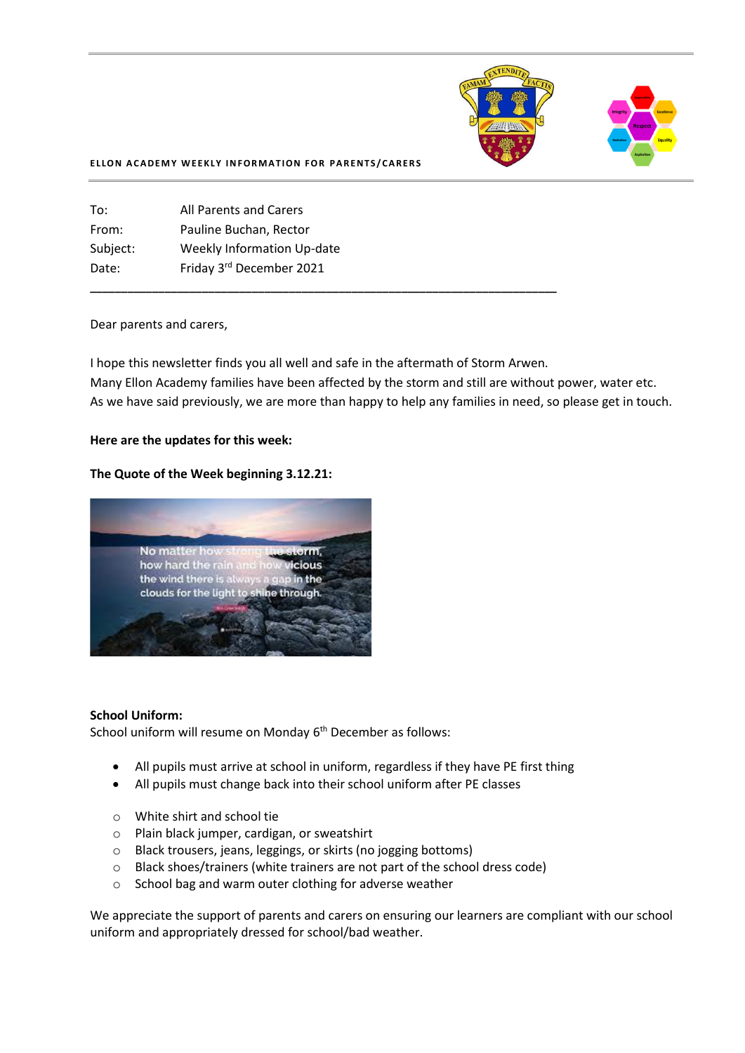ELLON ACADEMY WEEKLY INFORMATION FOR PARENTS/CARERS

| | |
|---|---|
| To: | All Parents and Carers |
| From: | Pauline Buchan, Rector |
| Subject: | Weekly Information Up-date |
| Date: | Friday 3rd December 2021 |

---

Dear parents and carers,

I hope this newsletter finds you all well and safe in the aftermath of Storm Arwen.
Many Ellon Academy families have been affected by the storm and still are without power, water etc.
As we have said previously, we are more than happy to help any families in need, so please get in touch.

**Here are the updates for this week:**

**The Quote of the Week beginning 3.12.21:**

No matter how strong the storm, how hard the rain and how vicious the wind there is always a gap in the clouds for the light to shine through.

**School Uniform:**
School uniform will resume on Monday 6th December as follows:

- All pupils must arrive at school in uniform, regardless if they have PE first thing
- All pupils must change back into their school uniform after PE classes

  - White shirt and school tie
  - Plain black jumper, cardigan, or sweatshirt
  - Black trousers, jeans, leggings, or skirts (no jogging bottoms)
  - Black shoes/trainers (white trainers are not part of the school dress code)
  - School bag and warm outer clothing for adverse weather

We appreciate the support of parents and carers on ensuring our learners are compliant with our school uniform and appropriately dressed for school/bad weather.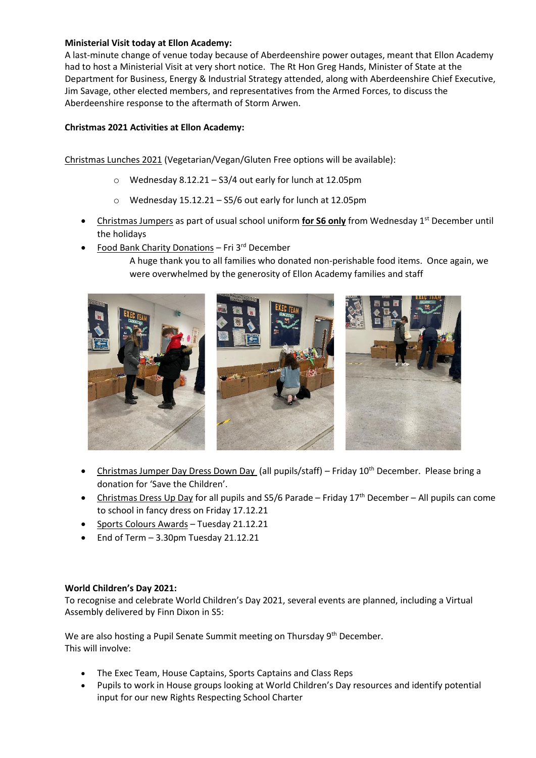**Ministerial Visit today at Ellon Academy:**
A last-minute change of venue today because of Aberdeenshire power outages, meant that Ellon Academy had to host a Ministerial Visit at very short notice. The Rt Hon Greg Hands, Minister of State at the Department for Business, Energy & Industrial Strategy attended, along with Aberdeenshire Chief Executive, Jim Savage, other elected members, and representatives from the Armed Forces, to discuss the Aberdeenshire response to the aftermath of Storm Arwen.

**Christmas 2021 Activities at Ellon Academy:**

Christmas Lunches 2021 (Vegetarian/Vegan/Gluten Free options will be available):

- Wednesday 8.12.21 – S3/4 out early for lunch at 12.05pm
- Wednesday 15.12.21 – S5/6 out early for lunch at 12.05pm

- Christmas Jumpers as part of usual school uniform **for S6 only** from Wednesday 1st December until the holidays
- Food Bank Charity Donations – Fri 3rd December

  A huge thank you to all families who donated non-perishable food items. Once again, we were overwhelmed by the generosity of Ellon Academy families and staff

- Christmas Jumper Day Dress Down Day (all pupils/staff) – Friday 10th December. Please bring a donation for 'Save the Children'.
- Christmas Dress Up Day for all pupils and S5/6 Parade – Friday 17th December – All pupils can come to school in fancy dress on Friday 17.12.21
- Sports Colours Awards – Tuesday 21.12.21
- End of Term – 3.30pm Tuesday 21.12.21

**World Children's Day 2021:**
To recognise and celebrate World Children's Day 2021, several events are planned, including a Virtual Assembly delivered by Finn Dixon in S5:

We are also hosting a Pupil Senate Summit meeting on Thursday 9th December.
This will involve:

- The Exec Team, House Captains, Sports Captains and Class Reps
- Pupils to work in House groups looking at World Children's Day resources and identify potential input for our new Rights Respecting School Charter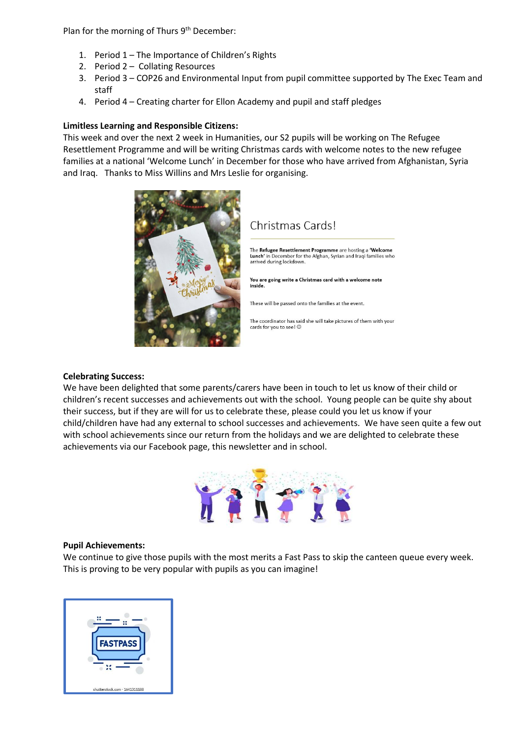Plan for the morning of Thurs 9th December:

1. Period 1 – The Importance of Children's Rights
2. Period 2 – Collating Resources
3. Period 3 – COP26 and Environmental Input from pupil committee supported by The Exec Team and staff
4. Period 4 – Creating charter for Ellon Academy and pupil and staff pledges

**Limitless Learning and Responsible Citizens:**
This week and over the next 2 week in Humanities, our S2 pupils will be working on The Refugee Resettlement Programme and will be writing Christmas cards with welcome notes to the new refugee families at a national 'Welcome Lunch' in December for those who have arrived from Afghanistan, Syria and Iraq. Thanks to Miss Willins and Mrs Leslie for organising.

Christmas Cards!

The **Refugee Resettlement Programme** are hosting a **'Welcome Lunch'** in December for the Afghan, Syrian and Iraqi families who arrived during lockdown.

**You are going write a Christmas card with a welcome note inside.**

These will be passed onto the families at the event.

The coordinator has said she will take pictures of them with your cards for you to see! ☺

**Celebrating Success:**
We have been delighted that some parents/carers have been in touch to let us know of their child or children's recent successes and achievements out with the school. Young people can be quite shy about their success, but if they are will for us to celebrate these, please could you let us know if your child/children have had any external to school successes and achievements. We have seen quite a few out with school achievements since our return from the holidays and we are delighted to celebrate these achievements via our Facebook page, this newsletter and in school.

**Pupil Achievements:**
We continue to give those pupils with the most merits a Fast Pass to skip the canteen queue every week. This is proving to be very popular with pupils as you can imagine!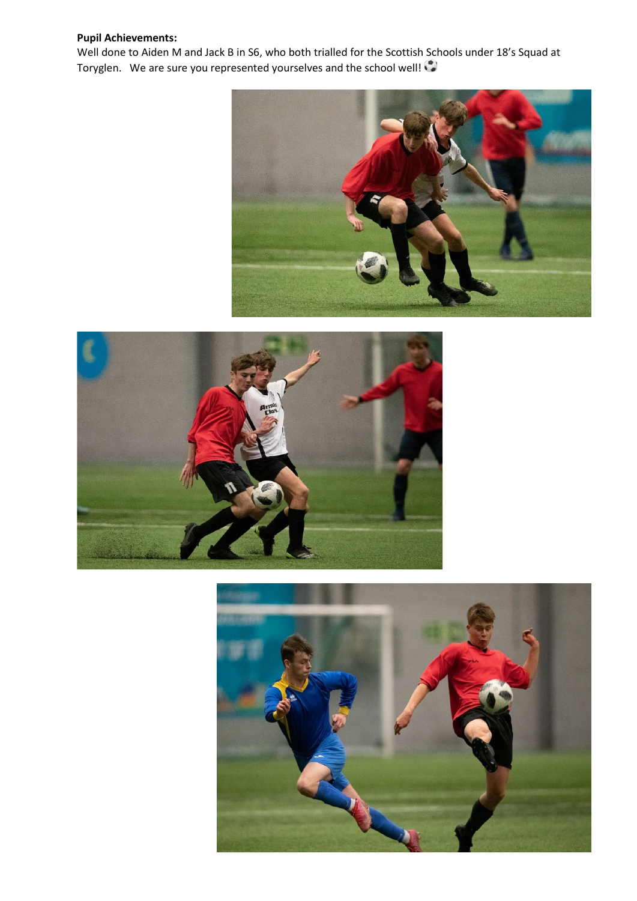**Pupil Achievements:**

Well done to Aiden M and Jack B in S6, who both trialled for the Scottish Schools under 18's Squad at Toryglen. We are sure you represented yourselves and the school well! ⚽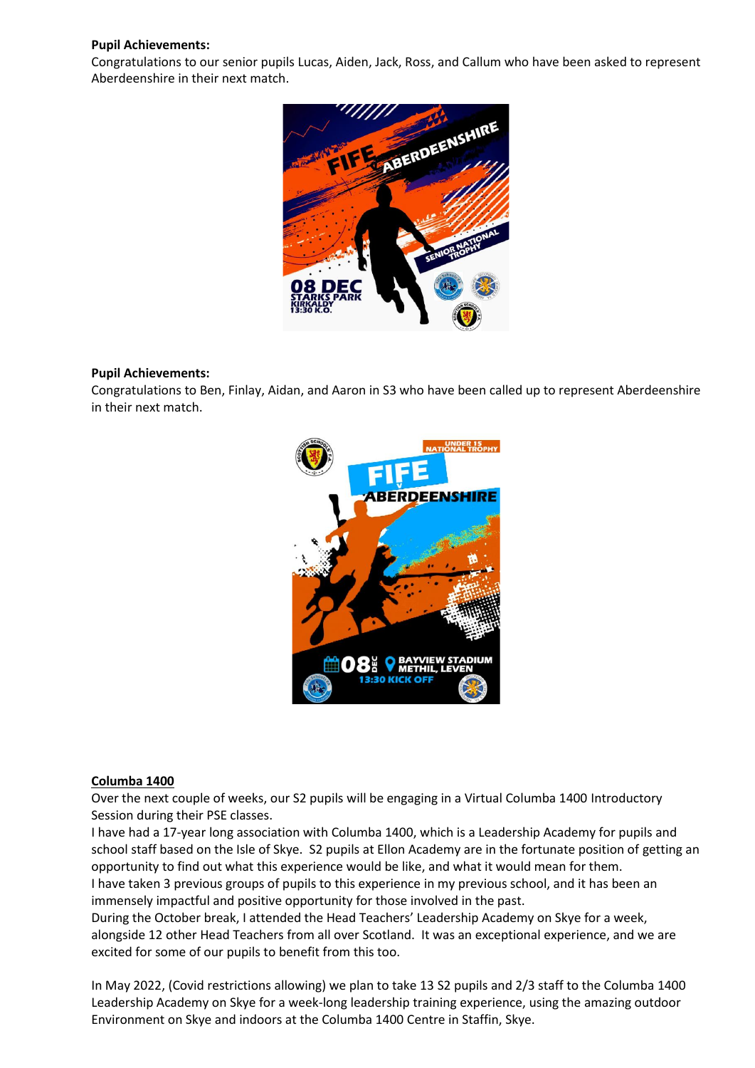**Pupil Achievements:**
Congratulations to our senior pupils Lucas, Aiden, Jack, Ross, and Callum who have been asked to represent Aberdeenshire in their next match.

**Pupil Achievements:**
Congratulations to Ben, Finlay, Aidan, and Aaron in S3 who have been called up to represent Aberdeenshire in their next match.

## Columba 1400

Over the next couple of weeks, our S2 pupils will be engaging in a Virtual Columba 1400 Introductory Session during their PSE classes.
I have had a 17-year long association with Columba 1400, which is a Leadership Academy for pupils and school staff based on the Isle of Skye. S2 pupils at Ellon Academy are in the fortunate position of getting an opportunity to find out what this experience would be like, and what it would mean for them.
I have taken 3 previous groups of pupils to this experience in my previous school, and it has been an immensely impactful and positive opportunity for those involved in the past.
During the October break, I attended the Head Teachers' Leadership Academy on Skye for a week, alongside 12 other Head Teachers from all over Scotland. It was an exceptional experience, and we are excited for some of our pupils to benefit from this too.

In May 2022, (Covid restrictions allowing) we plan to take 13 S2 pupils and 2/3 staff to the Columba 1400 Leadership Academy on Skye for a week-long leadership training experience, using the amazing outdoor Environment on Skye and indoors at the Columba 1400 Centre in Staffin, Skye.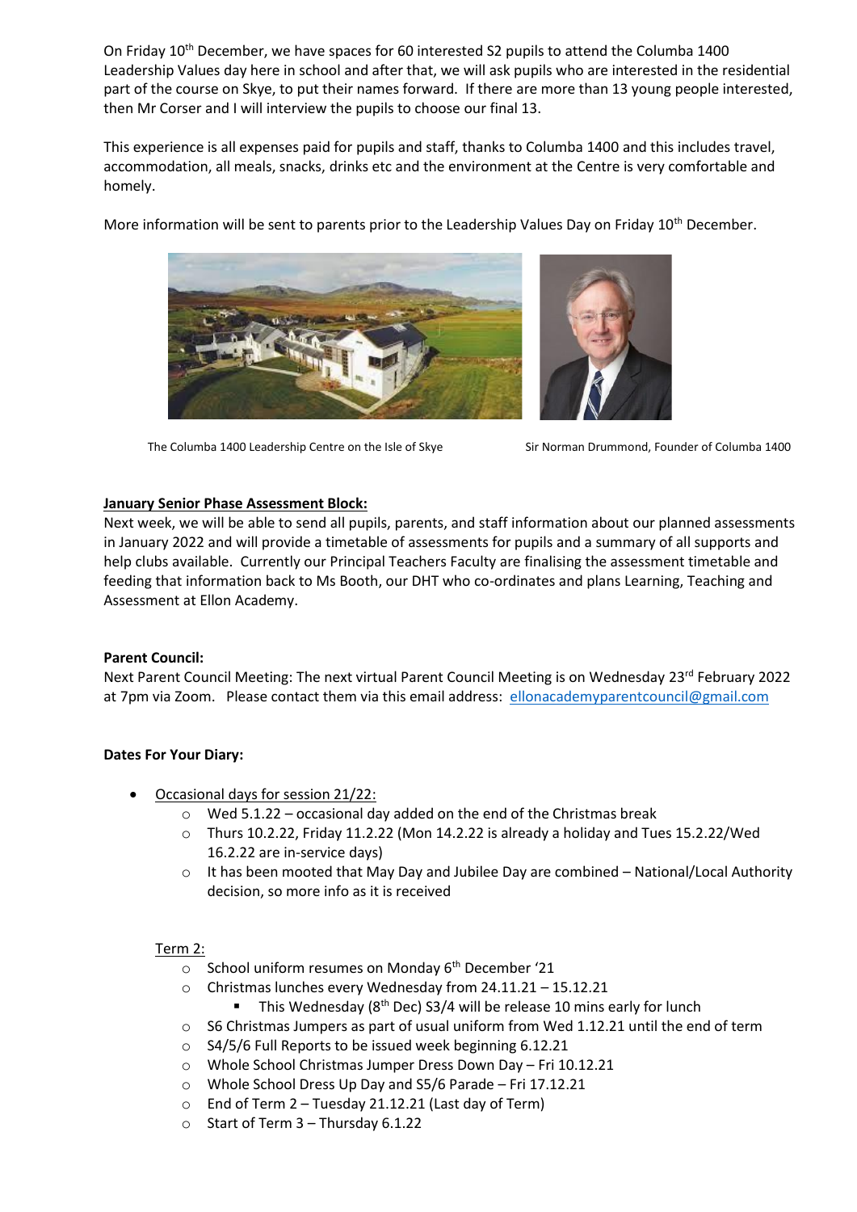On Friday 10th December, we have spaces for 60 interested S2 pupils to attend the Columba 1400 Leadership Values day here in school and after that, we will ask pupils who are interested in the residential part of the course on Skye, to put their names forward. If there are more than 13 young people interested, then Mr Corser and I will interview the pupils to choose our final 13.

This experience is all expenses paid for pupils and staff, thanks to Columba 1400 and this includes travel, accommodation, all meals, snacks, drinks etc and the environment at the Centre is very comfortable and homely.

More information will be sent to parents prior to the Leadership Values Day on Friday 10th December.

The Columba 1400 Leadership Centre on the Isle of Skye

Sir Norman Drummond, Founder of Columba 1400

**January Senior Phase Assessment Block:**

Next week, we will be able to send all pupils, parents, and staff information about our planned assessments in January 2022 and will provide a timetable of assessments for pupils and a summary of all supports and help clubs available. Currently our Principal Teachers Faculty are finalising the assessment timetable and feeding that information back to Ms Booth, our DHT who co-ordinates and plans Learning, Teaching and Assessment at Ellon Academy.

**Parent Council:**

Next Parent Council Meeting: The next virtual Parent Council Meeting is on Wednesday 23rd February 2022 at 7pm via Zoom. Please contact them via this email address: ellonacademyparentcouncil@gmail.com

**Dates For Your Diary:**

- Occasional days for session 21/22:
  - Wed 5.1.22 – occasional day added on the end of the Christmas break
  - Thurs 10.2.22, Friday 11.2.22 (Mon 14.2.22 is already a holiday and Tues 15.2.22/Wed 16.2.22 are in-service days)
  - It has been mooted that May Day and Jubilee Day are combined – National/Local Authority decision, so more info as it is received

Term 2:

- School uniform resumes on Monday 6th December '21
- Christmas lunches every Wednesday from 24.11.21 – 15.12.21
  - This Wednesday (8th Dec) S3/4 will be release 10 mins early for lunch
- S6 Christmas Jumpers as part of usual uniform from Wed 1.12.21 until the end of term
- S4/5/6 Full Reports to be issued week beginning 6.12.21
- Whole School Christmas Jumper Dress Down Day – Fri 10.12.21
- Whole School Dress Up Day and S5/6 Parade – Fri 17.12.21
- End of Term 2 – Tuesday 21.12.21 (Last day of Term)
- Start of Term 3 – Thursday 6.1.22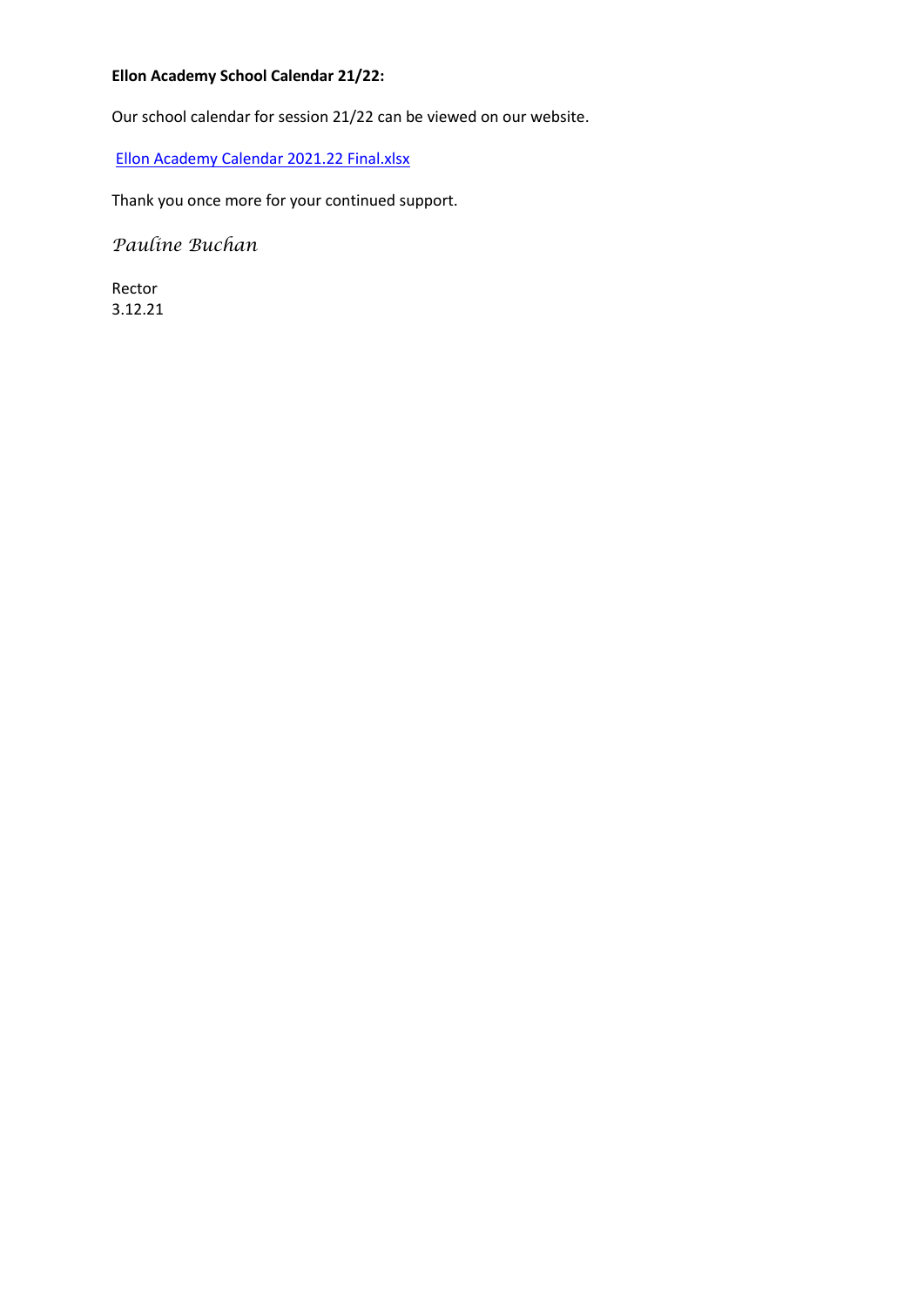**Ellon Academy School Calendar 21/22:**

Our school calendar for session 21/22 can be viewed on our website.

[Ellon Academy Calendar 2021.22 Final.xlsx]()

Thank you once more for your continued support.

*Pauline Buchan*

Rector
3.12.21